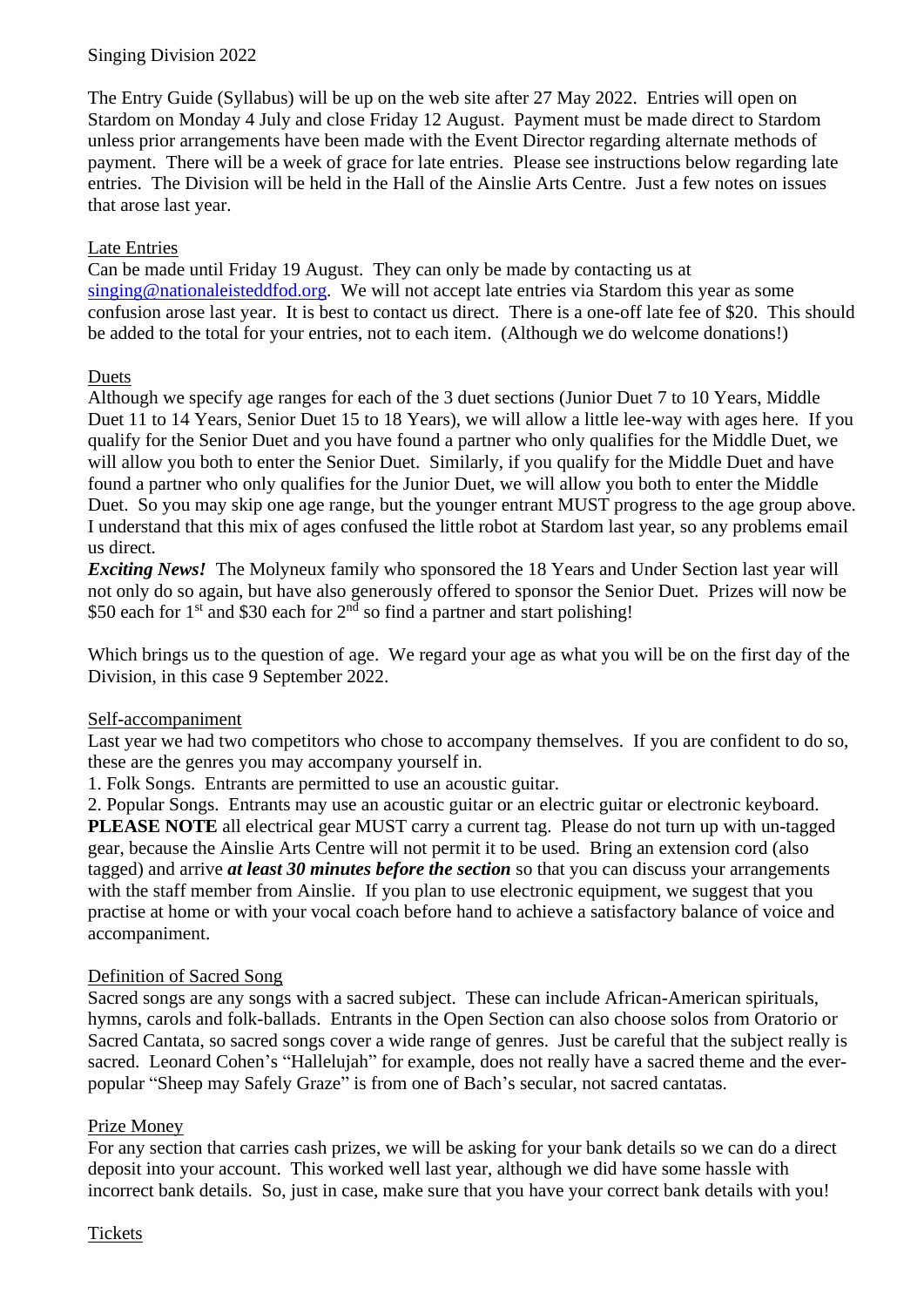Singing Division 2022

The Entry Guide (Syllabus) will be up on the web site after 27 May 2022. Entries will open on Stardom on Monday 4 July and close Friday 12 August. Payment must be made direct to Stardom unless prior arrangements have been made with the Event Director regarding alternate methods of payment. There will be a week of grace for late entries. Please see instructions below regarding late entries. The Division will be held in the Hall of the Ainslie Arts Centre. Just a few notes on issues that arose last year.

## Late Entries

Can be made until Friday 19 August. They can only be made by contacting us at singing@nationaleisteddfod.org. We will not accept late entries via Stardom this year as some confusion arose last year. It is best to contact us direct. There is a one-off late fee of $20. This should be added to the total for your entries, not to each item. (Although we do welcome donations!)

## Duets

Although we specify age ranges for each of the 3 duet sections (Junior Duet 7 to 10 Years, Middle Duet 11 to 14 Years, Senior Duet 15 to 18 Years), we will allow a little lee-way with ages here. If you qualify for the Senior Duet and you have found a partner who only qualifies for the Middle Duet, we will allow you both to enter the Senior Duet. Similarly, if you qualify for the Middle Duet and have found a partner who only qualifies for the Junior Duet, we will allow you both to enter the Middle Duet. So you may skip one age range, but the younger entrant MUST progress to the age group above. I understand that this mix of ages confused the little robot at Stardom last year, so any problems email us direct.

***Exciting News!*** The Molyneux family who sponsored the 18 Years and Under Section last year will not only do so again, but have also generously offered to sponsor the Senior Duet. Prizes will now be $50 each for 1st and $30 each for 2nd so find a partner and start polishing!

Which brings us to the question of age. We regard your age as what you will be on the first day of the Division, in this case 9 September 2022.

## Self-accompaniment

Last year we had two competitors who chose to accompany themselves. If you are confident to do so, these are the genres you may accompany yourself in.

1. Folk Songs. Entrants are permitted to use an acoustic guitar.
2. Popular Songs. Entrants may use an acoustic guitar or an electric guitar or electronic keyboard.

**PLEASE NOTE** all electrical gear MUST carry a current tag. Please do not turn up with un-tagged gear, because the Ainslie Arts Centre will not permit it to be used. Bring an extension cord (also tagged) and arrive ***at least 30 minutes before the section*** so that you can discuss your arrangements with the staff member from Ainslie. If you plan to use electronic equipment, we suggest that you practise at home or with your vocal coach before hand to achieve a satisfactory balance of voice and accompaniment.

## Definition of Sacred Song

Sacred songs are any songs with a sacred subject. These can include African-American spirituals, hymns, carols and folk-ballads. Entrants in the Open Section can also choose solos from Oratorio or Sacred Cantata, so sacred songs cover a wide range of genres. Just be careful that the subject really is sacred. Leonard Cohen's "Hallelujah" for example, does not really have a sacred theme and the ever-popular "Sheep may Safely Graze" is from one of Bach's secular, not sacred cantatas.

## Prize Money

For any section that carries cash prizes, we will be asking for your bank details so we can do a direct deposit into your account. This worked well last year, although we did have some hassle with incorrect bank details. So, just in case, make sure that you have your correct bank details with you!

## Tickets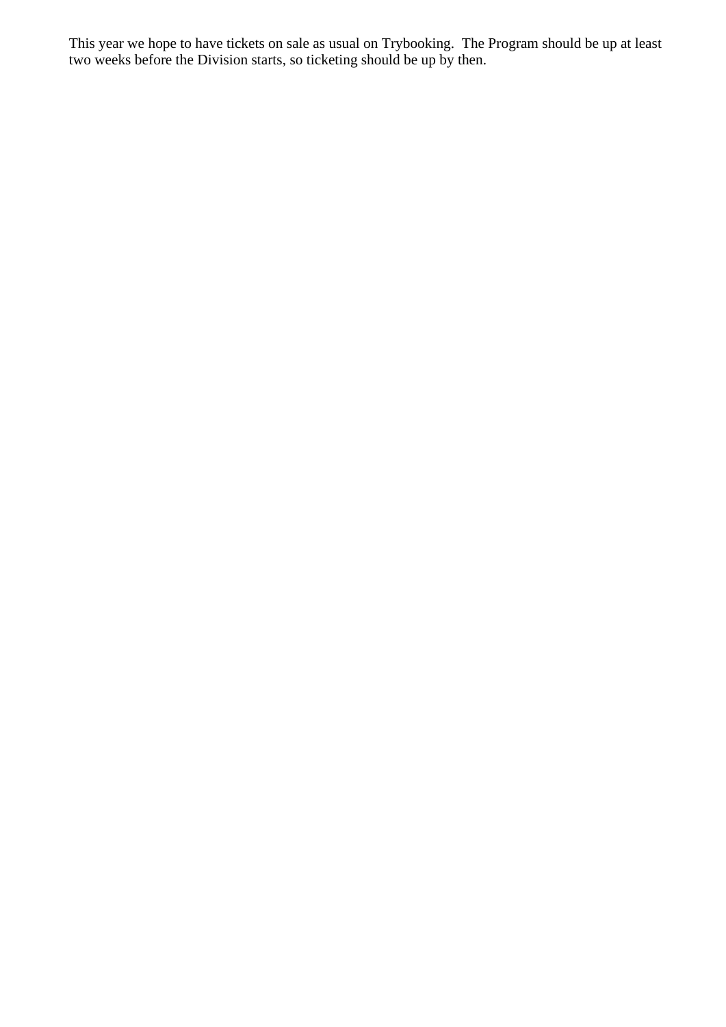This year we hope to have tickets on sale as usual on Trybooking.  The Program should be up at least two weeks before the Division starts, so ticketing should be up by then.